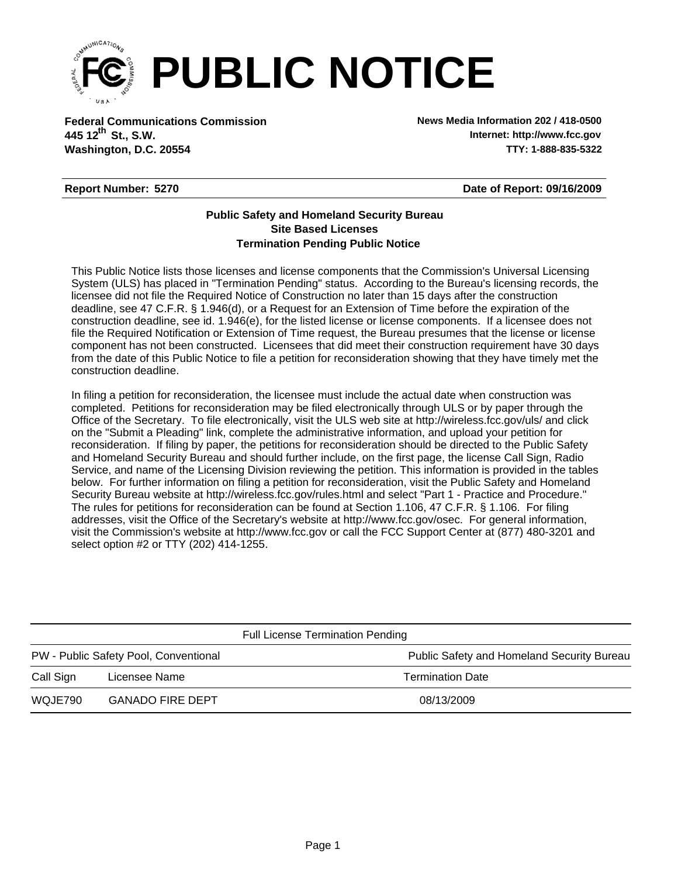# PUBLIC NOTICE

**Federal Communications Commission**
**445 12th St., S.W.**
**Washington, D.C. 20554**

**News Media Information 202 / 418-0500**
**Internet: http://www.fcc.gov**
**TTY: 1-888-835-5322**

**Report Number: 5270** **Date of Report: 09/16/2009**

**Public Safety and Homeland Security Bureau**
**Site Based Licenses**
**Termination Pending Public Notice**

This Public Notice lists those licenses and license components that the Commission's Universal Licensing System (ULS) has placed in "Termination Pending" status. According to the Bureau's licensing records, the licensee did not file the Required Notice of Construction no later than 15 days after the construction deadline, see 47 C.F.R. § 1.946(d), or a Request for an Extension of Time before the expiration of the construction deadline, see id. 1.946(e), for the listed license or license components. If a licensee does not file the Required Notification or Extension of Time request, the Bureau presumes that the license or license component has not been constructed. Licensees that did meet their construction requirement have 30 days from the date of this Public Notice to file a petition for reconsideration showing that they have timely met the construction deadline.

In filing a petition for reconsideration, the licensee must include the actual date when construction was completed. Petitions for reconsideration may be filed electronically through ULS or by paper through the Office of the Secretary. To file electronically, visit the ULS web site at http://wireless.fcc.gov/uls/ and click on the "Submit a Pleading" link, complete the administrative information, and upload your petition for reconsideration. If filing by paper, the petitions for reconsideration should be directed to the Public Safety and Homeland Security Bureau and should further include, on the first page, the license Call Sign, Radio Service, and name of the Licensing Division reviewing the petition. This information is provided in the tables below. For further information on filing a petition for reconsideration, visit the Public Safety and Homeland Security Bureau website at http://wireless.fcc.gov/rules.html and select "Part 1 - Practice and Procedure." The rules for petitions for reconsideration can be found at Section 1.106, 47 C.F.R. § 1.106. For filing addresses, visit the Office of the Secretary's website at http://www.fcc.gov/osec. For general information, visit the Commission's website at http://www.fcc.gov or call the FCC Support Center at (877) 480-3201 and select option #2 or TTY (202) 414-1255.

| Full License Termination Pending | | |
|---|---|---|
| PW - Public Safety Pool, Conventional | | Public Safety and Homeland Security Bureau |
| Call Sign | Licensee Name | Termination Date |
| WQJE790 | GANADO FIRE DEPT | 08/13/2009 |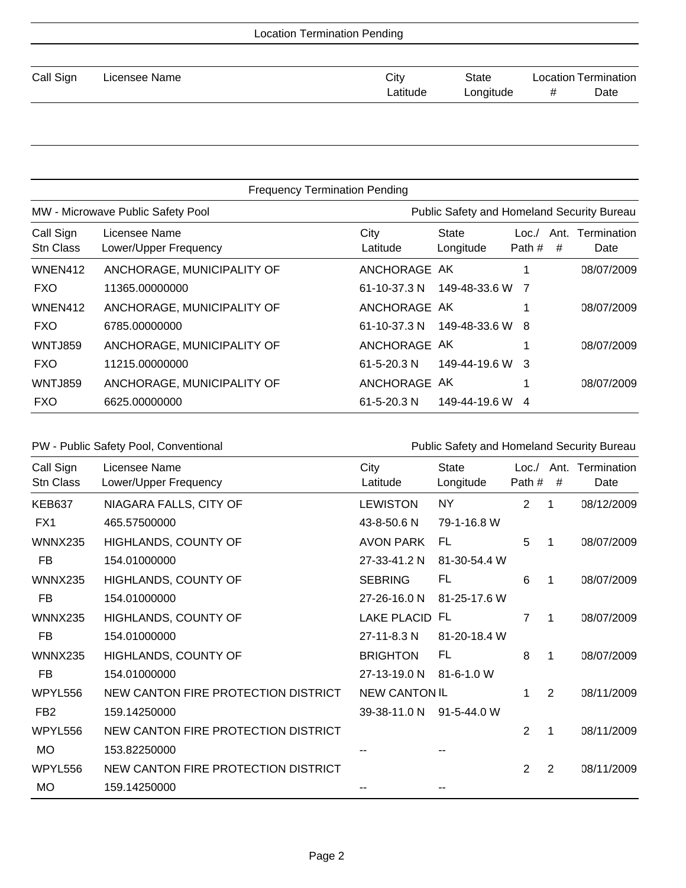## Location Termination Pending

| Call Sign | Licensee Name | City<br>Latitude | State<br>Longitude | Location<br># | Termination<br>Date |
|---|---|---|---|---|---|

## Frequency Termination Pending

### MW - Microwave Public Safety Pool

Public Safety and Homeland Security Bureau

| Call Sign<br>Stn Class | Licensee Name<br>Lower/Upper Frequency | City<br>Latitude | State<br>Longitude | Loc./<br>Path # | Ant.<br># | Termination<br>Date |
|---|---|---|---|---|---|---|
| WNEN412 | ANCHORAGE, MUNICIPALITY OF | ANCHORAGE | AK | 1 | | 08/07/2009 |
| FXO | 11365.00000000 | 61-10-37.3 N | 149-48-33.6 W | 7 | | |
| WNEN412 | ANCHORAGE, MUNICIPALITY OF | ANCHORAGE | AK | 1 | | 08/07/2009 |
| FXO | 6785.00000000 | 61-10-37.3 N | 149-48-33.6 W | 8 | | |
| WNTJ859 | ANCHORAGE, MUNICIPALITY OF | ANCHORAGE | AK | 1 | | 08/07/2009 |
| FXO | 11215.00000000 | 61-5-20.3 N | 149-44-19.6 W | 3 | | |
| WNTJ859 | ANCHORAGE, MUNICIPALITY OF | ANCHORAGE | AK | 1 | | 08/07/2009 |
| FXO | 6625.00000000 | 61-5-20.3 N | 149-44-19.6 W | 4 | | |

### PW - Public Safety Pool, Conventional

Public Safety and Homeland Security Bureau

| Call Sign<br>Stn Class | Licensee Name<br>Lower/Upper Frequency | City<br>Latitude | State<br>Longitude | Loc./<br>Path # | Ant.<br># | Termination<br>Date |
|---|---|---|---|---|---|---|
| KEB637 | NIAGARA FALLS, CITY OF | LEWISTON | NY | 2 | 1 | 08/12/2009 |
| FX1 | 465.57500000 | 43-8-50.6 N | 79-1-16.8 W | | | |
| WNNX235 | HIGHLANDS, COUNTY OF | AVON PARK | FL | 5 | 1 | 08/07/2009 |
| FB | 154.01000000 | 27-33-41.2 N | 81-30-54.4 W | | | |
| WNNX235 | HIGHLANDS, COUNTY OF | SEBRING | FL | 6 | 1 | 08/07/2009 |
| FB | 154.01000000 | 27-26-16.0 N | 81-25-17.6 W | | | |
| WNNX235 | HIGHLANDS, COUNTY OF | LAKE PLACID | FL | 7 | 1 | 08/07/2009 |
| FB | 154.01000000 | 27-11-8.3 N | 81-20-18.4 W | | | |
| WNNX235 | HIGHLANDS, COUNTY OF | BRIGHTON | FL | 8 | 1 | 08/07/2009 |
| FB | 154.01000000 | 27-13-19.0 N | 81-6-1.0 W | | | |
| WPYL556 | NEW CANTON FIRE PROTECTION DISTRICT | NEW CANTON | IL | 1 | 2 | 08/11/2009 |
| FB2 | 159.14250000 | 39-38-11.0 N | 91-5-44.0 W | | | |
| WPYL556 | NEW CANTON FIRE PROTECTION DISTRICT | | | 2 | 1 | 08/11/2009 |
| MO | 153.82250000 | -- | -- | | | |
| WPYL556 | NEW CANTON FIRE PROTECTION DISTRICT | | | 2 | 2 | 08/11/2009 |
| MO | 159.14250000 | -- | -- | | | |